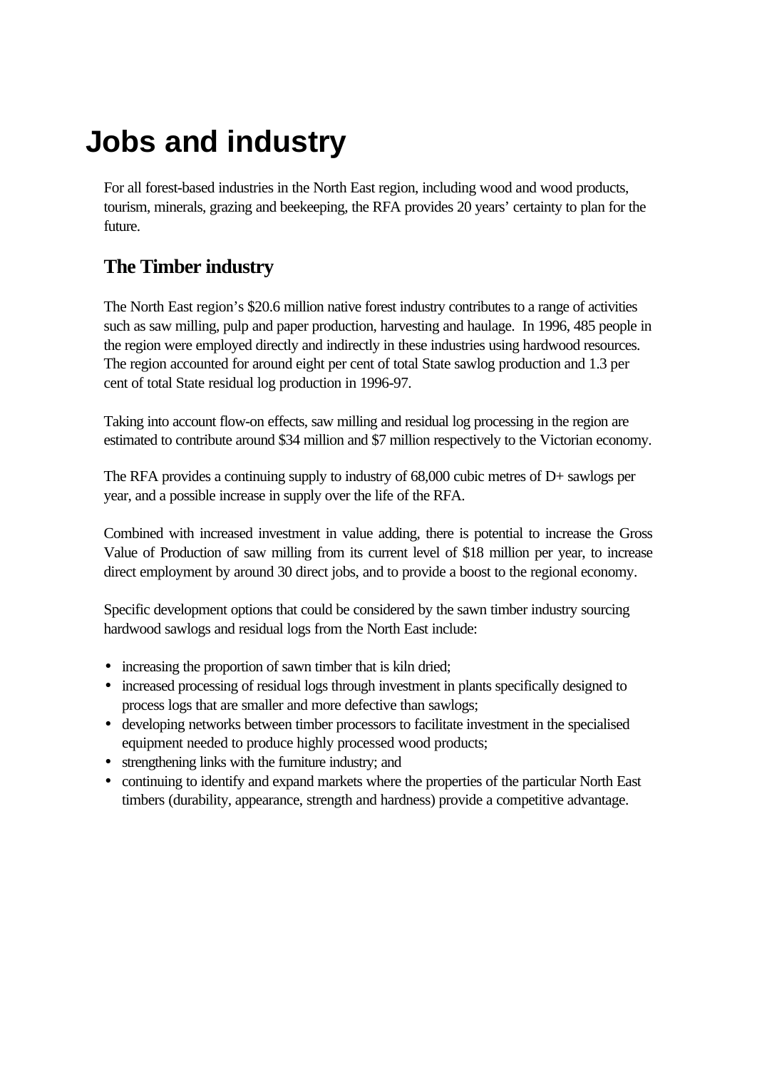# Jobs and industry

For all forest-based industries in the North East region, including wood and wood products, tourism, minerals, grazing and beekeeping, the RFA provides 20 years' certainty to plan for the future.

## The Timber industry

The North East region's $20.6 million native forest industry contributes to a range of activities such as saw milling, pulp and paper production, harvesting and haulage. In 1996, 485 people in the region were employed directly and indirectly in these industries using hardwood resources. The region accounted for around eight per cent of total State sawlog production and 1.3 per cent of total State residual log production in 1996-97.

Taking into account flow-on effects, saw milling and residual log processing in the region are estimated to contribute around $34 million and $7 million respectively to the Victorian economy.

The RFA provides a continuing supply to industry of 68,000 cubic metres of D+ sawlogs per year, and a possible increase in supply over the life of the RFA.

Combined with increased investment in value adding, there is potential to increase the Gross Value of Production of saw milling from its current level of $18 million per year, to increase direct employment by around 30 direct jobs, and to provide a boost to the regional economy.

Specific development options that could be considered by the sawn timber industry sourcing hardwood sawlogs and residual logs from the North East include:

- increasing the proportion of sawn timber that is kiln dried;
- increased processing of residual logs through investment in plants specifically designed to process logs that are smaller and more defective than sawlogs;
- developing networks between timber processors to facilitate investment in the specialised equipment needed to produce highly processed wood products;
- strengthening links with the furniture industry; and
- continuing to identify and expand markets where the properties of the particular North East timbers (durability, appearance, strength and hardness) provide a competitive advantage.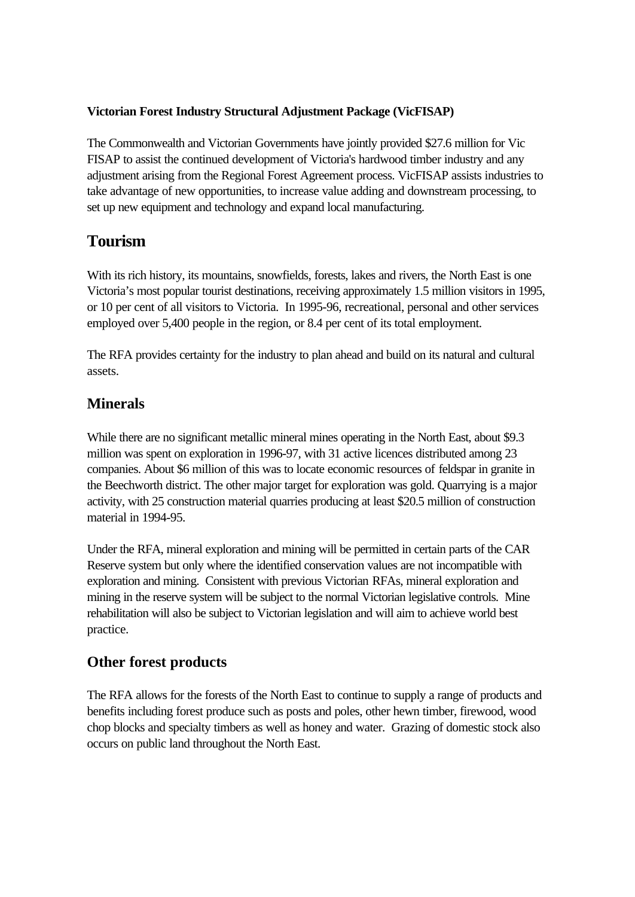**Victorian Forest Industry Structural Adjustment Package (VicFISAP)**

The Commonwealth and Victorian Governments have jointly provided $27.6 million for Vic FISAP to assist the continued development of Victoria's hardwood timber industry and any adjustment arising from the Regional Forest Agreement process. VicFISAP assists industries to take advantage of new opportunities, to increase value adding and downstream processing, to set up new equipment and technology and expand local manufacturing.

# Tourism

With its rich history, its mountains, snowfields, forests, lakes and rivers, the North East is one Victoria's most popular tourist destinations, receiving approximately 1.5 million visitors in 1995, or 10 per cent of all visitors to Victoria. In 1995-96, recreational, personal and other services employed over 5,400 people in the region, or 8.4 per cent of its total employment.

The RFA provides certainty for the industry to plan ahead and build on its natural and cultural assets.

## Minerals

While there are no significant metallic mineral mines operating in the North East, about $9.3 million was spent on exploration in 1996-97, with 31 active licences distributed among 23 companies. About $6 million of this was to locate economic resources of feldspar in granite in the Beechworth district. The other major target for exploration was gold. Quarrying is a major activity, with 25 construction material quarries producing at least $20.5 million of construction material in 1994-95.

Under the RFA, mineral exploration and mining will be permitted in certain parts of the CAR Reserve system but only where the identified conservation values are not incompatible with exploration and mining. Consistent with previous Victorian RFAs, mineral exploration and mining in the reserve system will be subject to the normal Victorian legislative controls. Mine rehabilitation will also be subject to Victorian legislation and will aim to achieve world best practice.

## Other forest products

The RFA allows for the forests of the North East to continue to supply a range of products and benefits including forest produce such as posts and poles, other hewn timber, firewood, wood chop blocks and specialty timbers as well as honey and water. Grazing of domestic stock also occurs on public land throughout the North East.